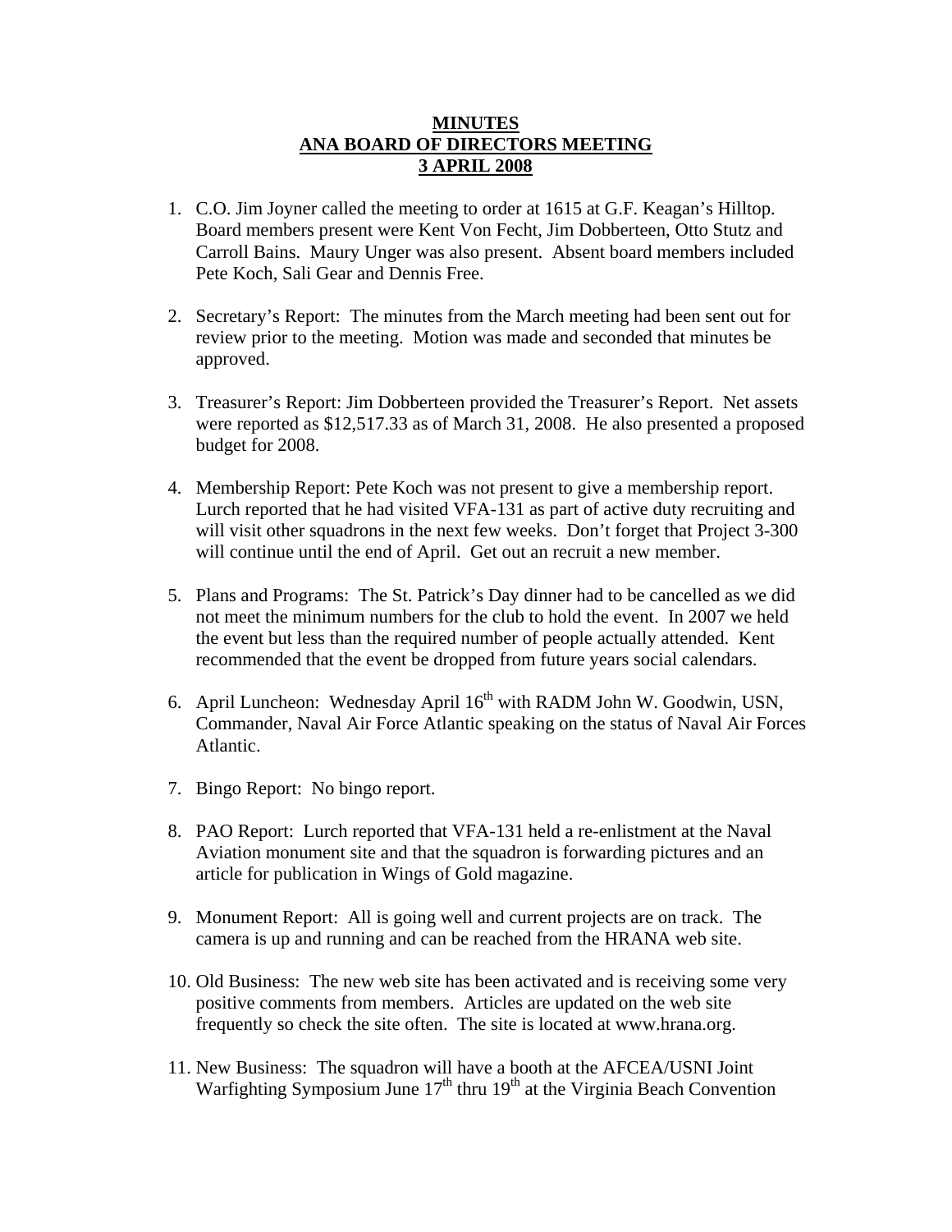**MINUTES**
**ANA BOARD OF DIRECTORS MEETING**
**3 APRIL 2008**

1. C.O. Jim Joyner called the meeting to order at 1615 at G.F. Keagan's Hilltop. Board members present were Kent Von Fecht, Jim Dobberteen, Otto Stutz and Carroll Bains. Maury Unger was also present. Absent board members included Pete Koch, Sali Gear and Dennis Free.

2. Secretary's Report: The minutes from the March meeting had been sent out for review prior to the meeting. Motion was made and seconded that minutes be approved.

3. Treasurer's Report: Jim Dobberteen provided the Treasurer's Report. Net assets were reported as $12,517.33 as of March 31, 2008. He also presented a proposed budget for 2008.

4. Membership Report: Pete Koch was not present to give a membership report. Lurch reported that he had visited VFA-131 as part of active duty recruiting and will visit other squadrons in the next few weeks. Don't forget that Project 3-300 will continue until the end of April. Get out an recruit a new member.

5. Plans and Programs: The St. Patrick's Day dinner had to be cancelled as we did not meet the minimum numbers for the club to hold the event. In 2007 we held the event but less than the required number of people actually attended. Kent recommended that the event be dropped from future years social calendars.

6. April Luncheon: Wednesday April 16th with RADM John W. Goodwin, USN, Commander, Naval Air Force Atlantic speaking on the status of Naval Air Forces Atlantic.

7. Bingo Report: No bingo report.

8. PAO Report: Lurch reported that VFA-131 held a re-enlistment at the Naval Aviation monument site and that the squadron is forwarding pictures and an article for publication in Wings of Gold magazine.

9. Monument Report: All is going well and current projects are on track. The camera is up and running and can be reached from the HRANA web site.

10. Old Business: The new web site has been activated and is receiving some very positive comments from members. Articles are updated on the web site frequently so check the site often. The site is located at www.hrana.org.

11. New Business: The squadron will have a booth at the AFCEA/USNI Joint Warfighting Symposium June 17th thru 19th at the Virginia Beach Convention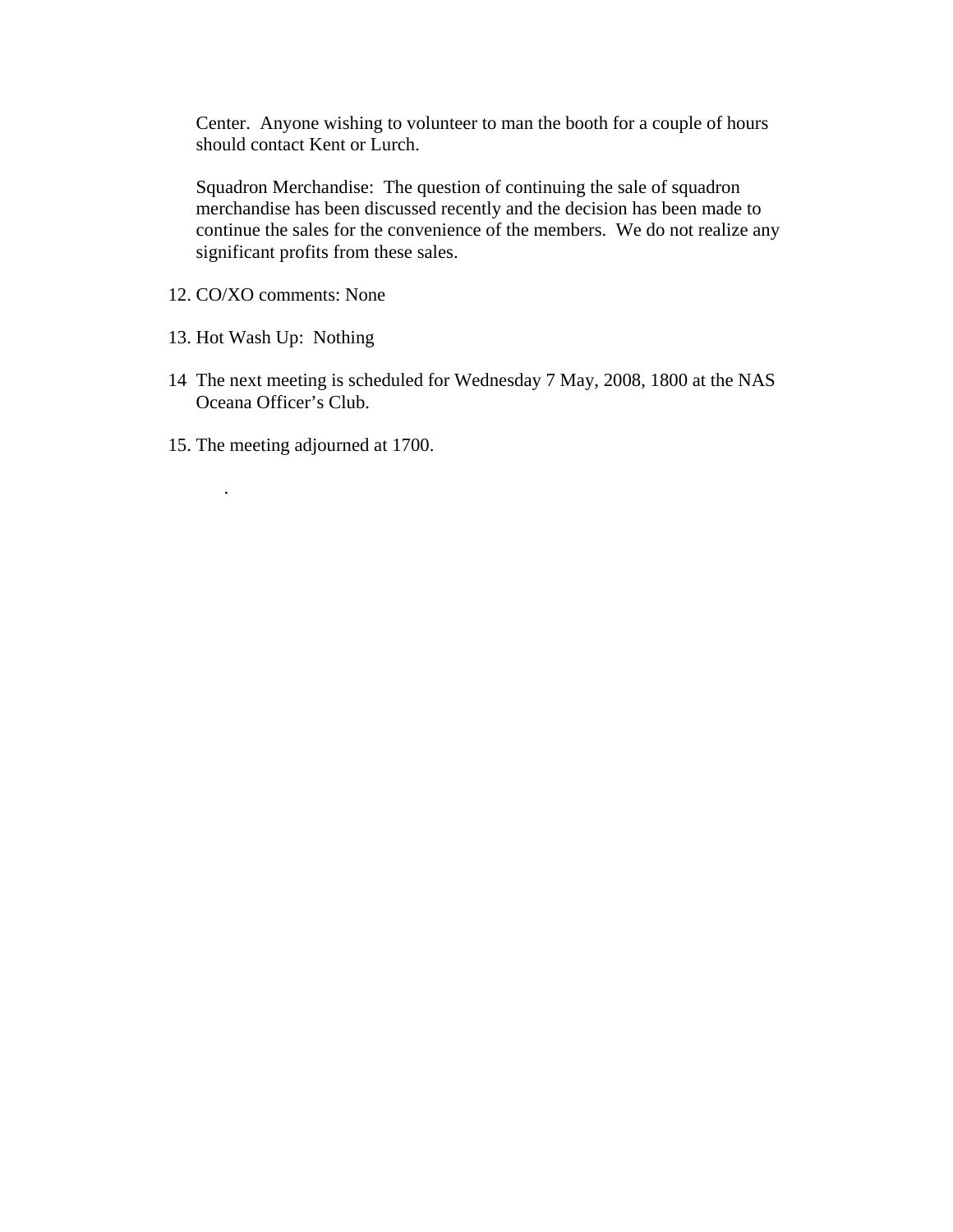Center. Anyone wishing to volunteer to man the booth for a couple of hours should contact Kent or Lurch.

Squadron Merchandise: The question of continuing the sale of squadron merchandise has been discussed recently and the decision has been made to continue the sales for the convenience of the members. We do not realize any significant profits from these sales.

12. CO/XO comments: None

13. Hot Wash Up: Nothing

14 The next meeting is scheduled for Wednesday 7 May, 2008, 1800 at the NAS Oceana Officer's Club.

15. The meeting adjourned at 1700.

.